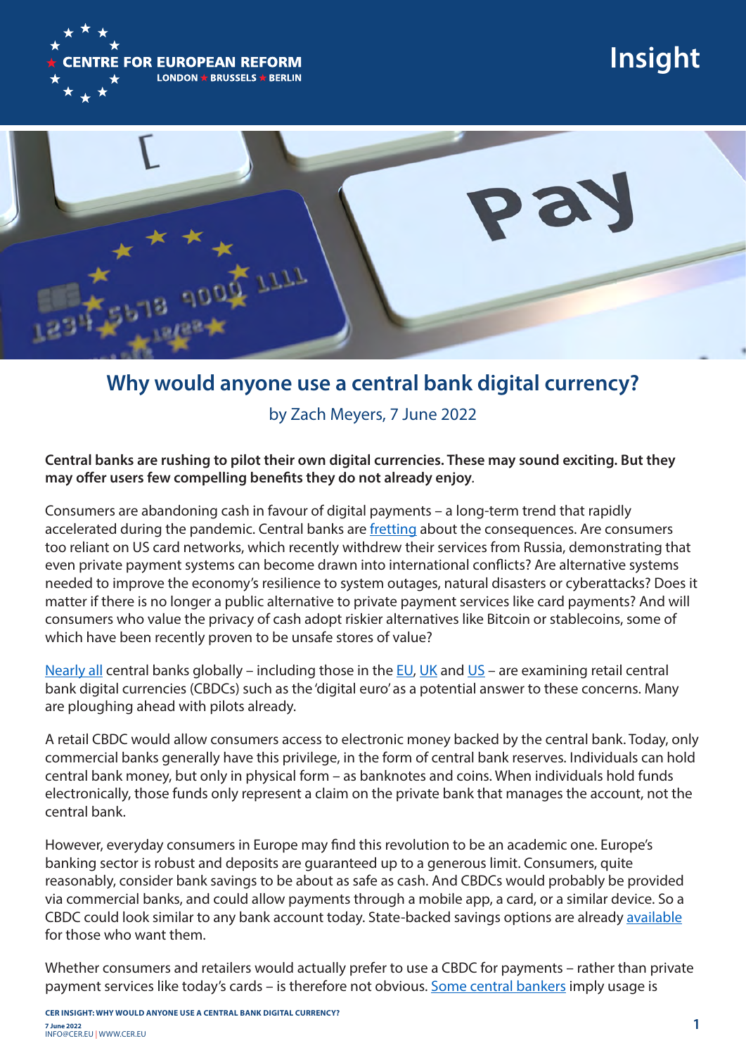# Why would anyone use a central bank digital currency?

by Zach Meyers, 7 June 2022

**Central banks are rushing to pilot their own digital currencies. These may sound exciting. But they may offer users few compelling benefits they do not already enjoy**.

Consumers are abandoning cash in favour of digital payments – a long-term trend that rapidly accelerated during the pandemic. Central banks are fretting about the consequences. Are consumers too reliant on US card networks, which recently withdrew their services from Russia, demonstrating that even private payment systems can become drawn into international conflicts? Are alternative systems needed to improve the economy's resilience to system outages, natural disasters or cyberattacks? Does it matter if there is no longer a public alternative to private payment services like card payments? And will consumers who value the privacy of cash adopt riskier alternatives like Bitcoin or stablecoins, some of which have been recently proven to be unsafe stores of value?

Nearly all central banks globally – including those in the EU, UK and US – are examining retail central bank digital currencies (CBDCs) such as the 'digital euro' as a potential answer to these concerns. Many are ploughing ahead with pilots already.

A retail CBDC would allow consumers access to electronic money backed by the central bank. Today, only commercial banks generally have this privilege, in the form of central bank reserves. Individuals can hold central bank money, but only in physical form – as banknotes and coins. When individuals hold funds electronically, those funds only represent a claim on the private bank that manages the account, not the central bank.

However, everyday consumers in Europe may find this revolution to be an academic one. Europe's banking sector is robust and deposits are guaranteed up to a generous limit. Consumers, quite reasonably, consider bank savings to be about as safe as cash. And CBDCs would probably be provided via commercial banks, and could allow payments through a mobile app, a card, or a similar device. So a CBDC could look similar to any bank account today. State-backed savings options are already available for those who want them.

Whether consumers and retailers would actually prefer to use a CBDC for payments – rather than private payment services like today's cards – is therefore not obvious. Some central bankers imply usage is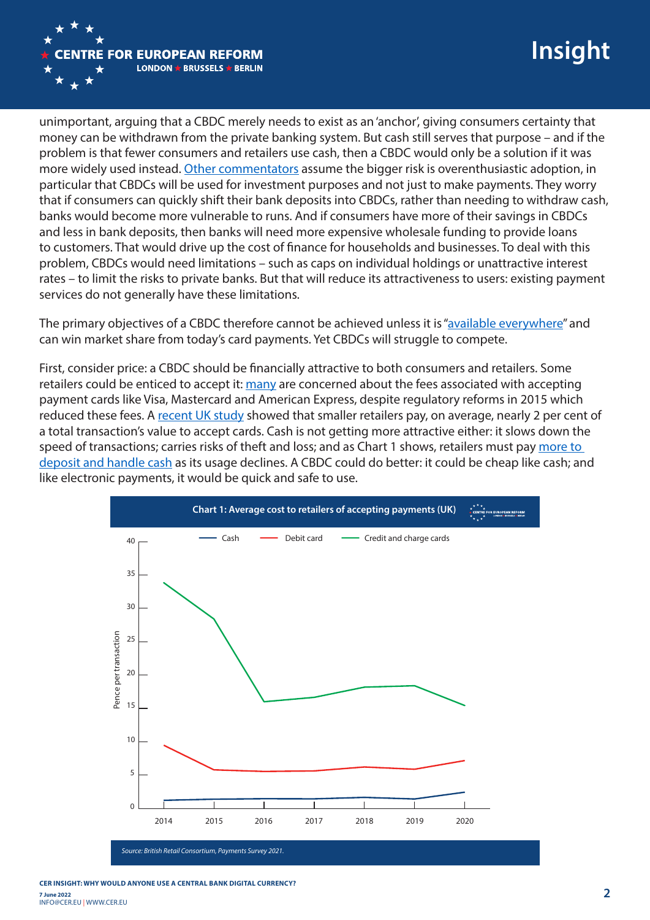unimportant, arguing that a CBDC merely needs to exist as an 'anchor', giving consumers certainty that money can be withdrawn from the private banking system. But cash still serves that purpose – and if the problem is that fewer consumers and retailers use cash, then a CBDC would only be a solution if it was more widely used instead. Other commentators assume the bigger risk is overenthusiastic adoption, in particular that CBDCs will be used for investment purposes and not just to make payments. They worry that if consumers can quickly shift their bank deposits into CBDCs, rather than needing to withdraw cash, banks would become more vulnerable to runs. And if consumers have more of their savings in CBDCs and less in bank deposits, then banks will need more expensive wholesale funding to provide loans to customers. That would drive up the cost of finance for households and businesses. To deal with this problem, CBDCs would need limitations – such as caps on individual holdings or unattractive interest rates – to limit the risks to private banks. But that will reduce its attractiveness to users: existing payment services do not generally have these limitations.

The primary objectives of a CBDC therefore cannot be achieved unless it is "available everywhere" and can win market share from today's card payments. Yet CBDCs will struggle to compete.

First, consider price: a CBDC should be financially attractive to both consumers and retailers. Some retailers could be enticed to accept it: many are concerned about the fees associated with accepting payment cards like Visa, Mastercard and American Express, despite regulatory reforms in 2015 which reduced these fees. A recent UK study showed that smaller retailers pay, on average, nearly 2 per cent of a total transaction's value to accept cards. Cash is not getting more attractive either: it slows down the speed of transactions; carries risks of theft and loss; and as Chart 1 shows, retailers must pay more to deposit and handle cash as its usage declines. A CBDC could do better: it could be cheap like cash; and like electronic payments, it would be quick and safe to use.

**Chart 1: Average cost to retailers of accepting payments (UK)**

Source: British Retail Consortium, Payments Survey 2021.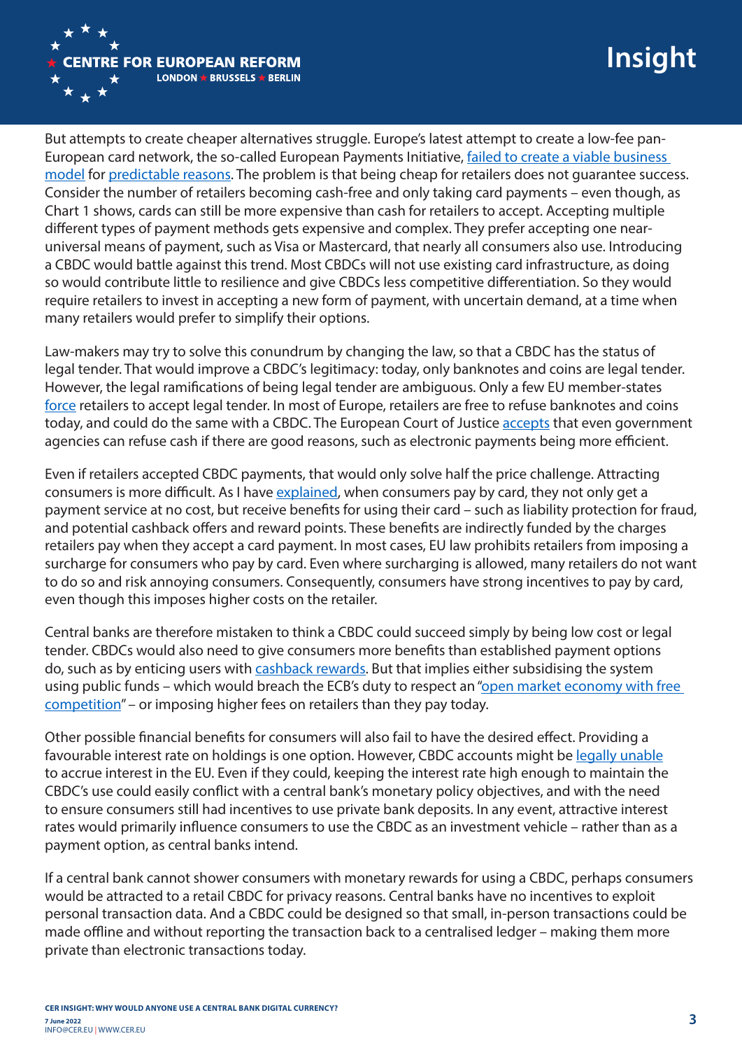But attempts to create cheaper alternatives struggle. Europe's latest attempt to create a low-fee pan-European card network, the so-called European Payments Initiative, failed to create a viable business model for predictable reasons. The problem is that being cheap for retailers does not guarantee success. Consider the number of retailers becoming cash-free and only taking card payments – even though, as Chart 1 shows, cards can still be more expensive than cash for retailers to accept. Accepting multiple different types of payment methods gets expensive and complex. They prefer accepting one near-universal means of payment, such as Visa or Mastercard, that nearly all consumers also use. Introducing a CBDC would battle against this trend. Most CBDCs will not use existing card infrastructure, as doing so would contribute little to resilience and give CBDCs less competitive differentiation. So they would require retailers to invest in accepting a new form of payment, with uncertain demand, at a time when many retailers would prefer to simplify their options.

Law-makers may try to solve this conundrum by changing the law, so that a CBDC has the status of legal tender. That would improve a CBDC's legitimacy: today, only banknotes and coins are legal tender. However, the legal ramifications of being legal tender are ambiguous. Only a few EU member-states force retailers to accept legal tender. In most of Europe, retailers are free to refuse banknotes and coins today, and could do the same with a CBDC. The European Court of Justice accepts that even government agencies can refuse cash if there are good reasons, such as electronic payments being more efficient.

Even if retailers accepted CBDC payments, that would only solve half the price challenge. Attracting consumers is more difficult. As I have explained, when consumers pay by card, they not only get a payment service at no cost, but receive benefits for using their card – such as liability protection for fraud, and potential cashback offers and reward points. These benefits are indirectly funded by the charges retailers pay when they accept a card payment. In most cases, EU law prohibits retailers from imposing a surcharge for consumers who pay by card. Even where surcharging is allowed, many retailers do not want to do so and risk annoying consumers. Consequently, consumers have strong incentives to pay by card, even though this imposes higher costs on the retailer.

Central banks are therefore mistaken to think a CBDC could succeed simply by being low cost or legal tender. CBDCs would also need to give consumers more benefits than established payment options do, such as by enticing users with cashback rewards. But that implies either subsidising the system using public funds – which would breach the ECB's duty to respect an "open market economy with free competition" – or imposing higher fees on retailers than they pay today.

Other possible financial benefits for consumers will also fail to have the desired effect. Providing a favourable interest rate on holdings is one option. However, CBDC accounts might be legally unable to accrue interest in the EU. Even if they could, keeping the interest rate high enough to maintain the CBDC's use could easily conflict with a central bank's monetary policy objectives, and with the need to ensure consumers still had incentives to use private bank deposits. In any event, attractive interest rates would primarily influence consumers to use the CBDC as an investment vehicle – rather than as a payment option, as central banks intend.

If a central bank cannot shower consumers with monetary rewards for using a CBDC, perhaps consumers would be attracted to a retail CBDC for privacy reasons. Central banks have no incentives to exploit personal transaction data. And a CBDC could be designed so that small, in-person transactions could be made offline and without reporting the transaction back to a centralised ledger – making them more private than electronic transactions today.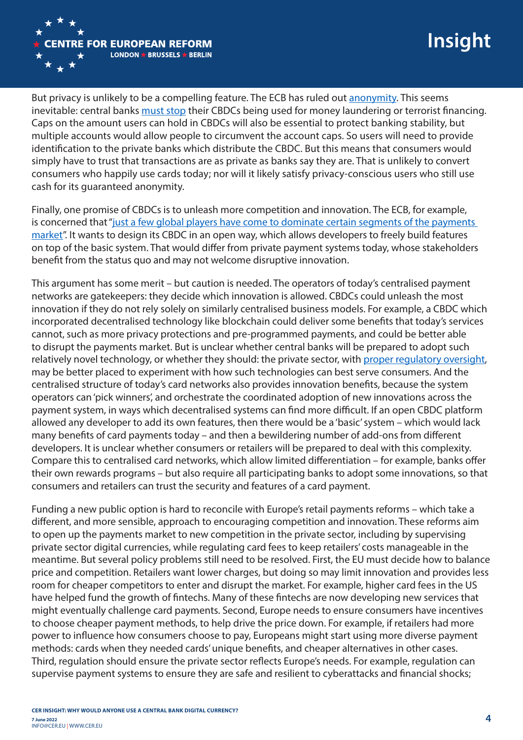But privacy is unlikely to be a compelling feature. The ECB has ruled out anonymity. This seems inevitable: central banks must stop their CBDCs being used for money laundering or terrorist financing. Caps on the amount users can hold in CBDCs will also be essential to protect banking stability, but multiple accounts would allow people to circumvent the account caps. So users will need to provide identification to the private banks which distribute the CBDC. But this means that consumers would simply have to trust that transactions are as private as banks say they are. That is unlikely to convert consumers who happily use cards today; nor will it likely satisfy privacy-conscious users who still use cash for its guaranteed anonymity.

Finally, one promise of CBDCs is to unleash more competition and innovation. The ECB, for example, is concerned that "just a few global players have come to dominate certain segments of the payments market". It wants to design its CBDC in an open way, which allows developers to freely build features on top of the basic system. That would differ from private payment systems today, whose stakeholders benefit from the status quo and may not welcome disruptive innovation.

This argument has some merit – but caution is needed. The operators of today's centralised payment networks are gatekeepers: they decide which innovation is allowed. CBDCs could unleash the most innovation if they do not rely solely on similarly centralised business models. For example, a CBDC which incorporated decentralised technology like blockchain could deliver some benefits that today's services cannot, such as more privacy protections and pre-programmed payments, and could be better able to disrupt the payments market. But is unclear whether central banks will be prepared to adopt such relatively novel technology, or whether they should: the private sector, with proper regulatory oversight, may be better placed to experiment with how such technologies can best serve consumers. And the centralised structure of today's card networks also provides innovation benefits, because the system operators can 'pick winners', and orchestrate the coordinated adoption of new innovations across the payment system, in ways which decentralised systems can find more difficult. If an open CBDC platform allowed any developer to add its own features, then there would be a 'basic' system – which would lack many benefits of card payments today – and then a bewildering number of add-ons from different developers. It is unclear whether consumers or retailers will be prepared to deal with this complexity. Compare this to centralised card networks, which allow limited differentiation – for example, banks offer their own rewards programs – but also require all participating banks to adopt some innovations, so that consumers and retailers can trust the security and features of a card payment.

Funding a new public option is hard to reconcile with Europe's retail payments reforms – which take a different, and more sensible, approach to encouraging competition and innovation. These reforms aim to open up the payments market to new competition in the private sector, including by supervising private sector digital currencies, while regulating card fees to keep retailers' costs manageable in the meantime. But several policy problems still need to be resolved. First, the EU must decide how to balance price and competition. Retailers want lower charges, but doing so may limit innovation and provides less room for cheaper competitors to enter and disrupt the market. For example, higher card fees in the US have helped fund the growth of fintechs. Many of these fintechs are now developing new services that might eventually challenge card payments. Second, Europe needs to ensure consumers have incentives to choose cheaper payment methods, to help drive the price down. For example, if retailers had more power to influence how consumers choose to pay, Europeans might start using more diverse payment methods: cards when they needed cards' unique benefits, and cheaper alternatives in other cases. Third, regulation should ensure the private sector reflects Europe's needs. For example, regulation can supervise payment systems to ensure they are safe and resilient to cyberattacks and financial shocks;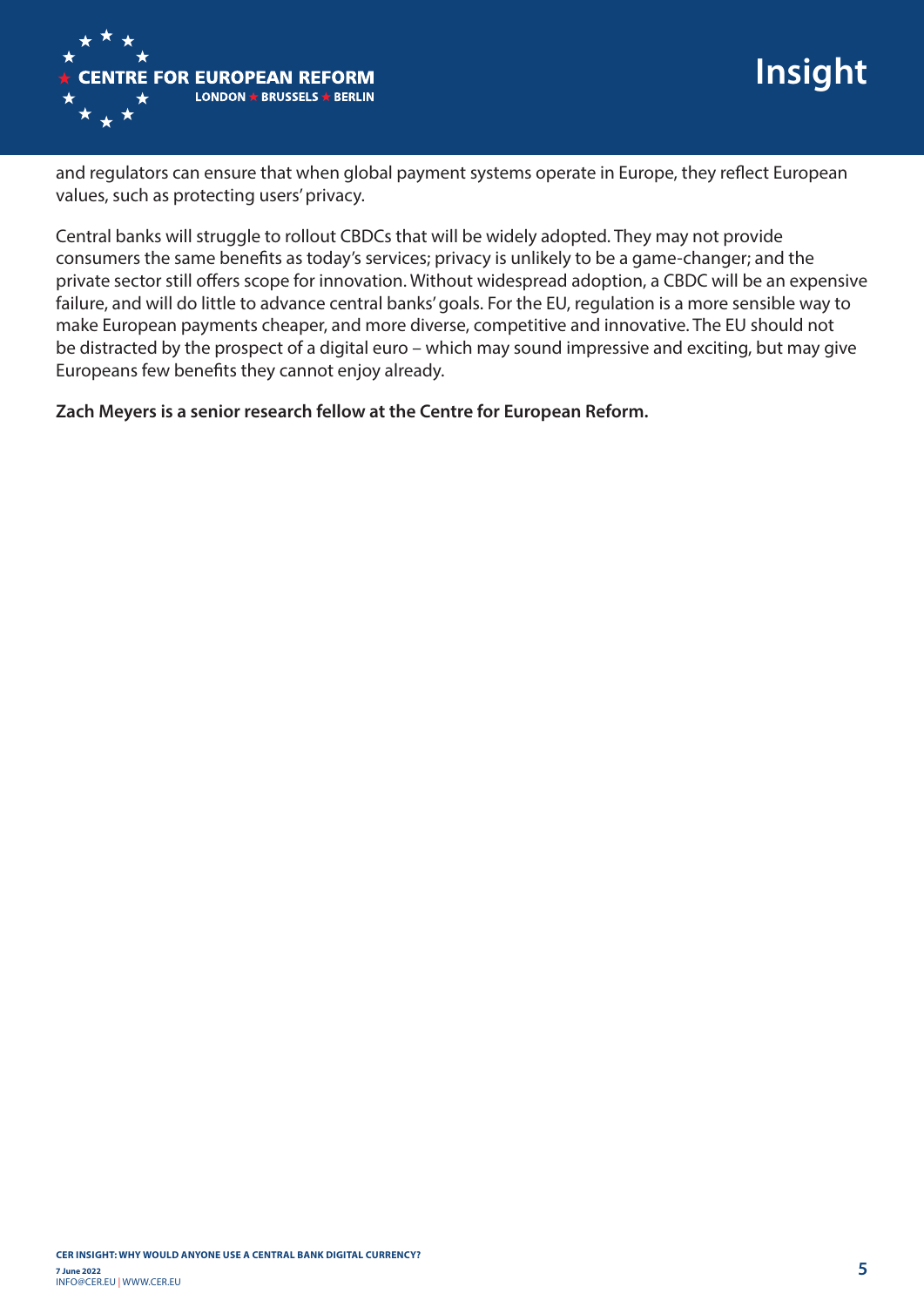and regulators can ensure that when global payment systems operate in Europe, they reflect European values, such as protecting users' privacy.

Central banks will struggle to rollout CBDCs that will be widely adopted. They may not provide consumers the same benefits as today's services; privacy is unlikely to be a game-changer; and the private sector still offers scope for innovation. Without widespread adoption, a CBDC will be an expensive failure, and will do little to advance central banks' goals. For the EU, regulation is a more sensible way to make European payments cheaper, and more diverse, competitive and innovative. The EU should not be distracted by the prospect of a digital euro – which may sound impressive and exciting, but may give Europeans few benefits they cannot enjoy already.

**Zach Meyers is a senior research fellow at the Centre for European Reform.**